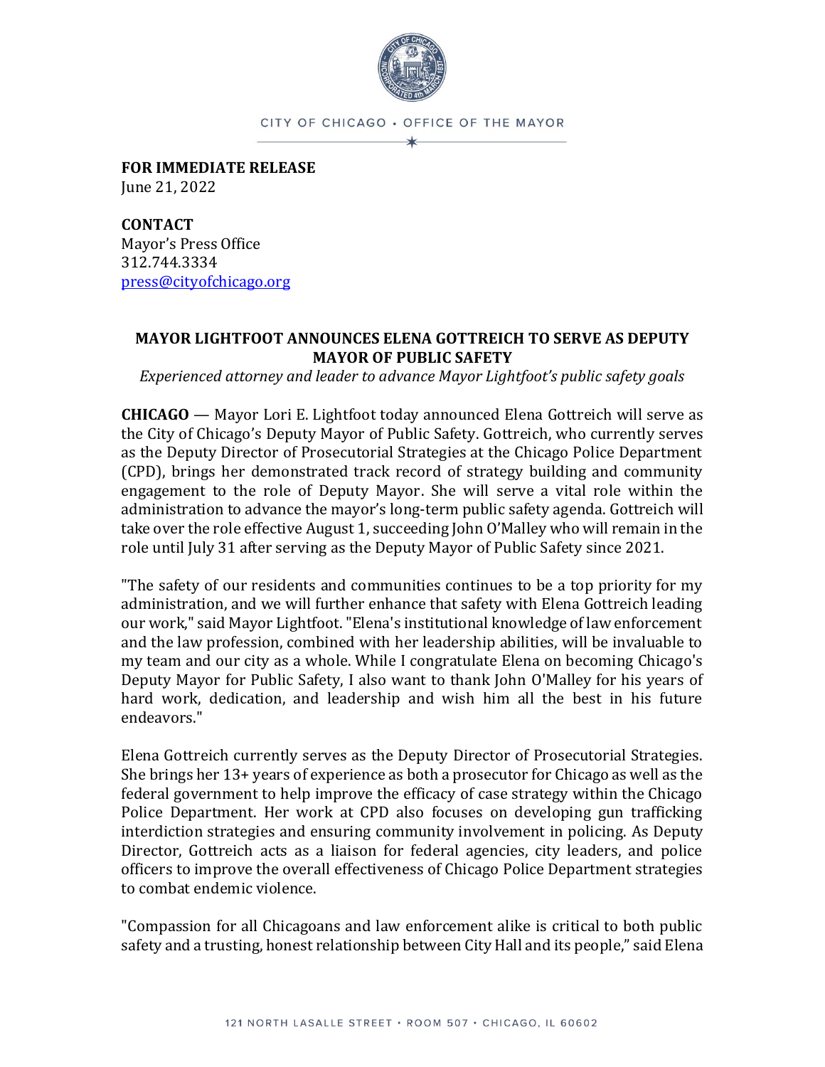CITY OF CHICAGO • OFFICE OF THE MAYOR

**FOR IMMEDIATE RELEASE**
June 21, 2022

**CONTACT**
Mayor's Press Office
312.744.3334
press@cityofchicago.org

## MAYOR LIGHTFOOT ANNOUNCES ELENA GOTTREICH TO SERVE AS DEPUTY MAYOR OF PUBLIC SAFETY

*Experienced attorney and leader to advance Mayor Lightfoot's public safety goals*

**CHICAGO** — Mayor Lori E. Lightfoot today announced Elena Gottreich will serve as the City of Chicago's Deputy Mayor of Public Safety. Gottreich, who currently serves as the Deputy Director of Prosecutorial Strategies at the Chicago Police Department (CPD), brings her demonstrated track record of strategy building and community engagement to the role of Deputy Mayor. She will serve a vital role within the administration to advance the mayor's long-term public safety agenda. Gottreich will take over the role effective August 1, succeeding John O'Malley who will remain in the role until July 31 after serving as the Deputy Mayor of Public Safety since 2021.

"The safety of our residents and communities continues to be a top priority for my administration, and we will further enhance that safety with Elena Gottreich leading our work," said Mayor Lightfoot. "Elena's institutional knowledge of law enforcement and the law profession, combined with her leadership abilities, will be invaluable to my team and our city as a whole. While I congratulate Elena on becoming Chicago's Deputy Mayor for Public Safety, I also want to thank John O'Malley for his years of hard work, dedication, and leadership and wish him all the best in his future endeavors."

Elena Gottreich currently serves as the Deputy Director of Prosecutorial Strategies. She brings her 13+ years of experience as both a prosecutor for Chicago as well as the federal government to help improve the efficacy of case strategy within the Chicago Police Department. Her work at CPD also focuses on developing gun trafficking interdiction strategies and ensuring community involvement in policing. As Deputy Director, Gottreich acts as a liaison for federal agencies, city leaders, and police officers to improve the overall effectiveness of Chicago Police Department strategies to combat endemic violence.

"Compassion for all Chicagoans and law enforcement alike is critical to both public safety and a trusting, honest relationship between City Hall and its people," said Elena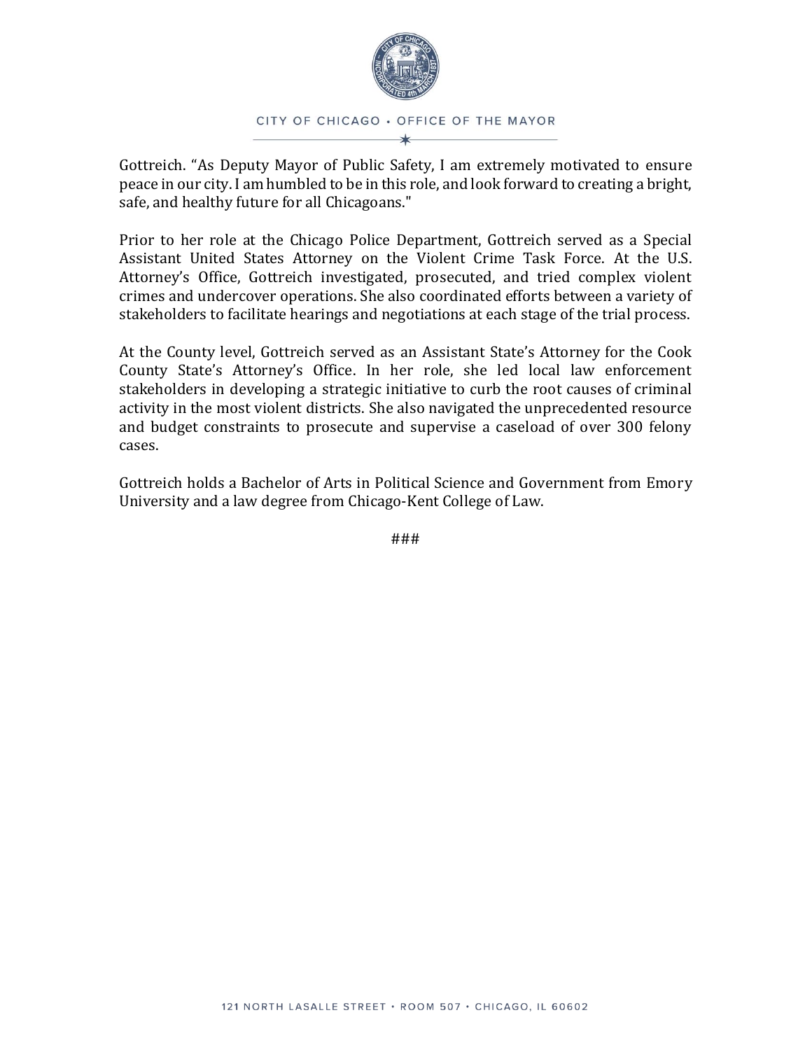Gottreich. “As Deputy Mayor of Public Safety, I am extremely motivated to ensure peace in our city. I am humbled to be in this role, and look forward to creating a bright, safe, and healthy future for all Chicagoans."

Prior to her role at the Chicago Police Department, Gottreich served as a Special Assistant United States Attorney on the Violent Crime Task Force. At the U.S. Attorney's Office, Gottreich investigated, prosecuted, and tried complex violent crimes and undercover operations. She also coordinated efforts between a variety of stakeholders to facilitate hearings and negotiations at each stage of the trial process.

At the County level, Gottreich served as an Assistant State's Attorney for the Cook County State's Attorney's Office. In her role, she led local law enforcement stakeholders in developing a strategic initiative to curb the root causes of criminal activity in the most violent districts. She also navigated the unprecedented resource and budget constraints to prosecute and supervise a caseload of over 300 felony cases.

Gottreich holds a Bachelor of Arts in Political Science and Government from Emory University and a law degree from Chicago-Kent College of Law.

###